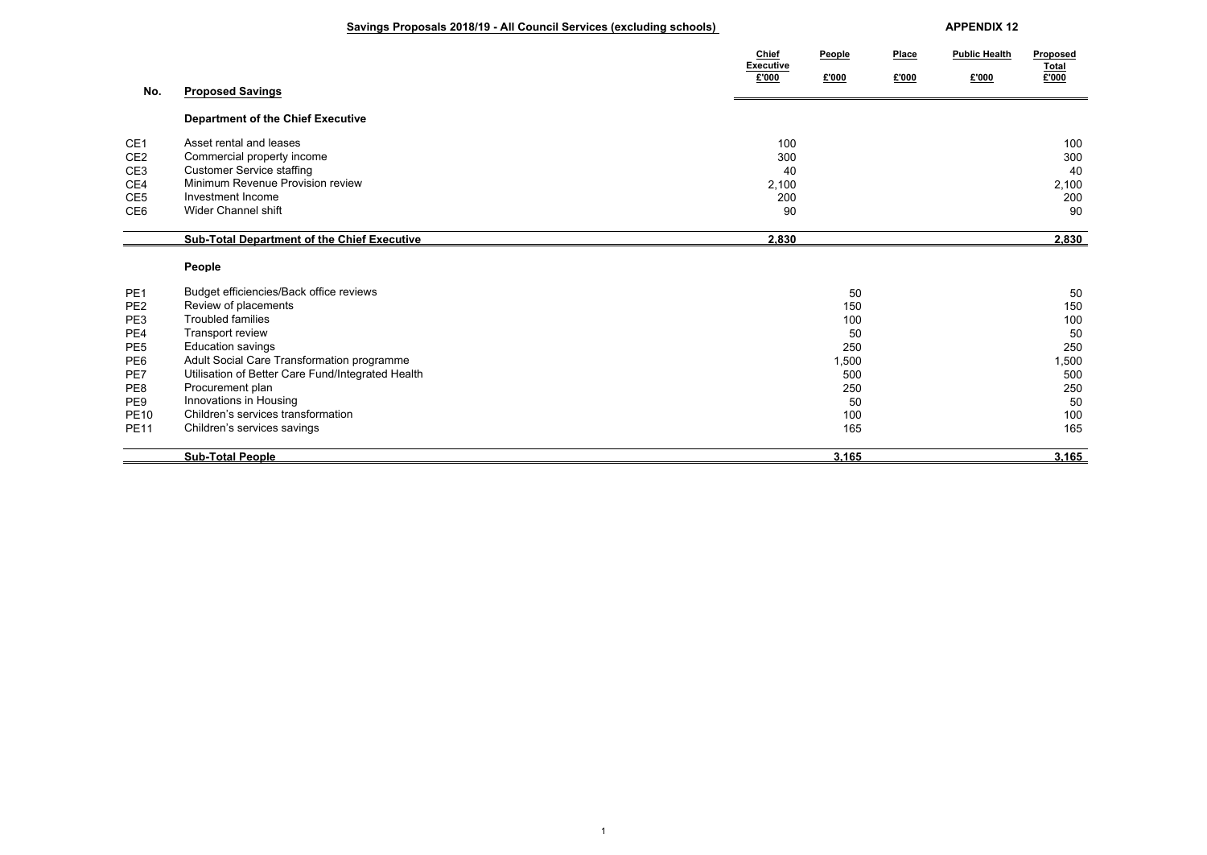## Savings Proposals 2018/19 - All Council Services (excluding schools)

**APPENDIX 12**

| No. | Proposed Savings | Chief Executive £'000 | People £'000 | Place £'000 | Public Health £'000 | Proposed Total £'000 |
|---|---|---|---|---|---|---|
| | **Department of the Chief Executive** | | | | | |
| CE1 | Asset rental and leases | 100 | | | | 100 |
| CE2 | Commercial property income | 300 | | | | 300 |
| CE3 | Customer Service staffing | 40 | | | | 40 |
| CE4 | Minimum Revenue Provision review | 2,100 | | | | 2,100 |
| CE5 | Investment Income | 200 | | | | 200 |
| CE6 | Wider Channel shift | 90 | | | | 90 |
| | **Sub-Total Department of the Chief Executive** | **2,830** | | | | **2,830** |
| | **People** | | | | | |
| PE1 | Budget efficiencies/Back office reviews | | 50 | | | 50 |
| PE2 | Review of placements | | 150 | | | 150 |
| PE3 | Troubled families | | 100 | | | 100 |
| PE4 | Transport review | | 50 | | | 50 |
| PE5 | Education savings | | 250 | | | 250 |
| PE6 | Adult Social Care Transformation programme | | 1,500 | | | 1,500 |
| PE7 | Utilisation of Better Care Fund/Integrated Health | | 500 | | | 500 |
| PE8 | Procurement plan | | 250 | | | 250 |
| PE9 | Innovations in Housing | | 50 | | | 50 |
| PE10 | Children's services transformation | | 100 | | | 100 |
| PE11 | Children's services savings | | 165 | | | 165 |
| | **Sub-Total People** | | **3,165** | | | **3,165** |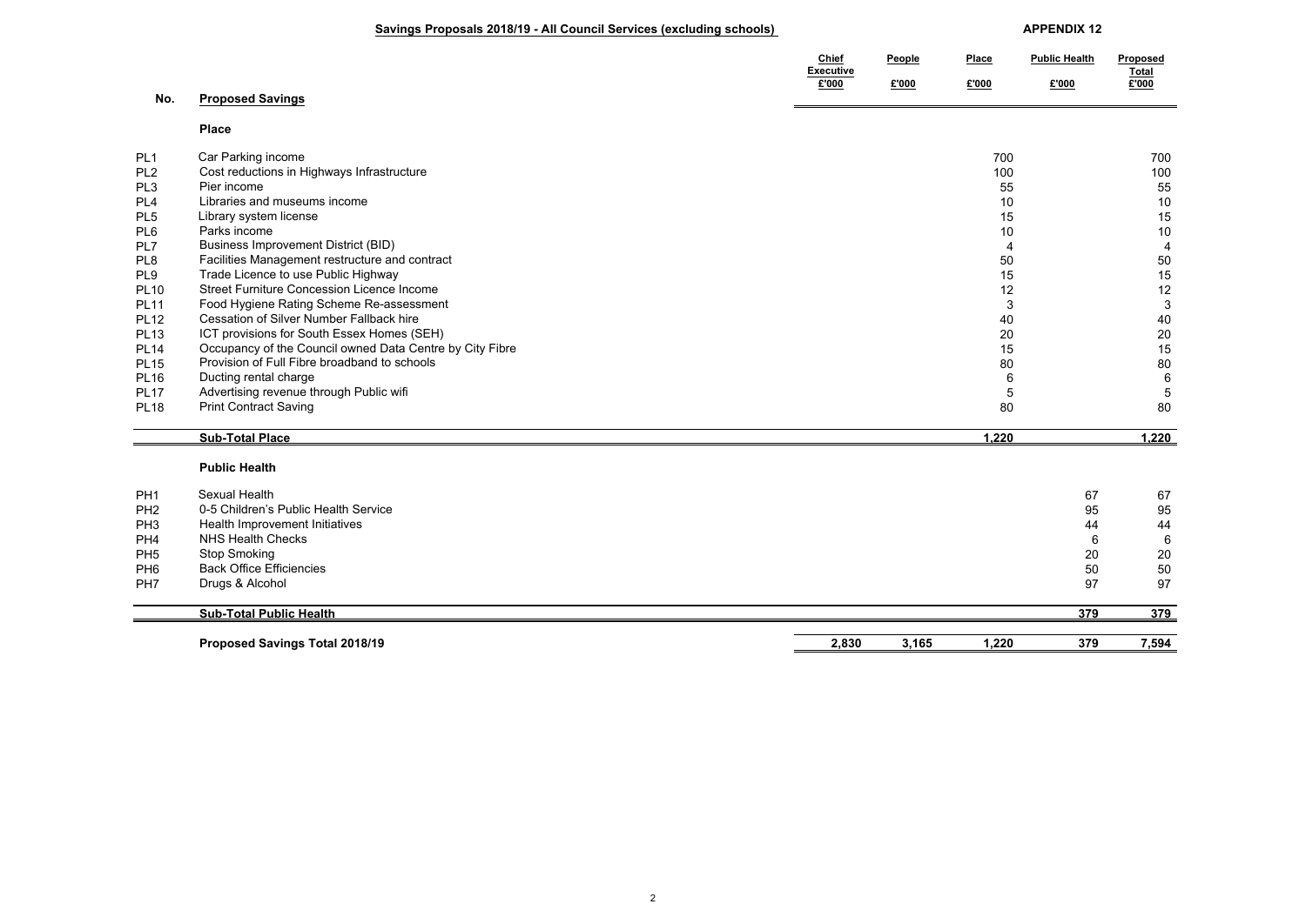## Savings Proposals 2018/19 - All Council Services (excluding schools)

**APPENDIX 12**

| No. | Proposed Savings | Chief Executive £'000 | People £'000 | Place £'000 | Public Health £'000 | Proposed Total £'000 |
|---|---|---|---|---|---|---|
| | **Place** | | | | | |
| PL1 | Car Parking income | | | 700 | | 700 |
| PL2 | Cost reductions in Highways Infrastructure | | | 100 | | 100 |
| PL3 | Pier income | | | 55 | | 55 |
| PL4 | Libraries and museums income | | | 10 | | 10 |
| PL5 | Library system license | | | 15 | | 15 |
| PL6 | Parks income | | | 10 | | 10 |
| PL7 | Business Improvement District (BID) | | | 4 | | 4 |
| PL8 | Facilities Management restructure and contract | | | 50 | | 50 |
| PL9 | Trade Licence to use Public Highway | | | 15 | | 15 |
| PL10 | Street Furniture Concession Licence Income | | | 12 | | 12 |
| PL11 | Food Hygiene Rating Scheme Re-assessment | | | 3 | | 3 |
| PL12 | Cessation of Silver Number Fallback hire | | | 40 | | 40 |
| PL13 | ICT provisions for South Essex Homes (SEH) | | | 20 | | 20 |
| PL14 | Occupancy of the Council owned Data Centre by City Fibre | | | 15 | | 15 |
| PL15 | Provision of Full Fibre broadband to schools | | | 80 | | 80 |
| PL16 | Ducting rental charge | | | 6 | | 6 |
| PL17 | Advertising revenue through Public wifi | | | 5 | | 5 |
| PL18 | Print Contract Saving | | | 80 | | 80 |
| | **Sub-Total Place** | | | **1,220** | | **1,220** |
| | **Public Health** | | | | | |
| PH1 | Sexual Health | | | | 67 | 67 |
| PH2 | 0-5 Children's Public Health Service | | | | 95 | 95 |
| PH3 | Health Improvement Initiatives | | | | 44 | 44 |
| PH4 | NHS Health Checks | | | | 6 | 6 |
| PH5 | Stop Smoking | | | | 20 | 20 |
| PH6 | Back Office Efficiencies | | | | 50 | 50 |
| PH7 | Drugs & Alcohol | | | | 97 | 97 |
| | **Sub-Total Public Health** | | | | **379** | **379** |
| | **Proposed Savings Total 2018/19** | **2,830** | **3,165** | **1,220** | **379** | **7,594** |